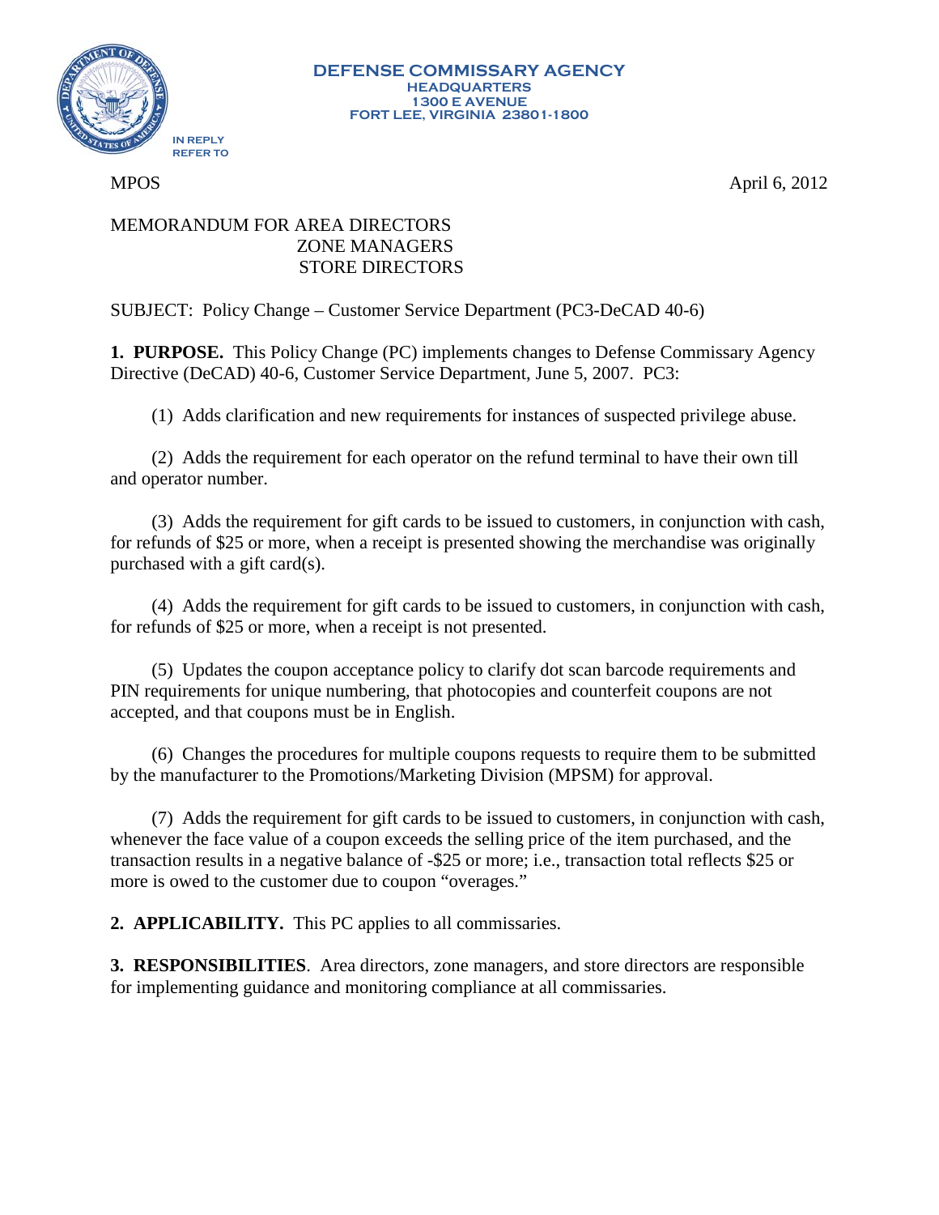**DEFENSE COMMISSARY AGENCY**
**HEADQUARTERS**
**1300 E AVENUE**
**FORT LEE, VIRGINIA 23801-1800**

IN REPLY REFER TO

MPOS April 6, 2012

MEMORANDUM FOR AREA DIRECTORS
ZONE MANAGERS
STORE DIRECTORS

SUBJECT: Policy Change – Customer Service Department (PC3-DeCAD 40-6)

**1. PURPOSE.** This Policy Change (PC) implements changes to Defense Commissary Agency Directive (DeCAD) 40-6, Customer Service Department, June 5, 2007. PC3:

(1) Adds clarification and new requirements for instances of suspected privilege abuse.

(2) Adds the requirement for each operator on the refund terminal to have their own till and operator number.

(3) Adds the requirement for gift cards to be issued to customers, in conjunction with cash, for refunds of $25 or more, when a receipt is presented showing the merchandise was originally purchased with a gift card(s).

(4) Adds the requirement for gift cards to be issued to customers, in conjunction with cash, for refunds of $25 or more, when a receipt is not presented.

(5) Updates the coupon acceptance policy to clarify dot scan barcode requirements and PIN requirements for unique numbering, that photocopies and counterfeit coupons are not accepted, and that coupons must be in English.

(6) Changes the procedures for multiple coupons requests to require them to be submitted by the manufacturer to the Promotions/Marketing Division (MPSM) for approval.

(7) Adds the requirement for gift cards to be issued to customers, in conjunction with cash, whenever the face value of a coupon exceeds the selling price of the item purchased, and the transaction results in a negative balance of -$25 or more; i.e., transaction total reflects $25 or more is owed to the customer due to coupon "overages."

**2. APPLICABILITY.** This PC applies to all commissaries.

**3. RESPONSIBILITIES**. Area directors, zone managers, and store directors are responsible for implementing guidance and monitoring compliance at all commissaries.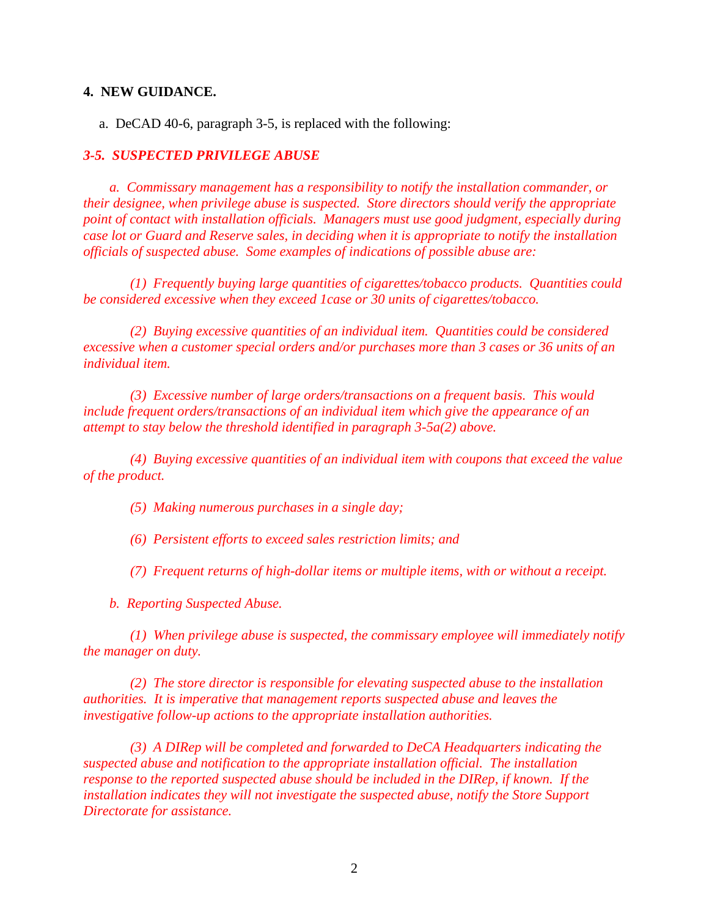**4. NEW GUIDANCE.**

a. DeCAD 40-6, paragraph 3-5, is replaced with the following:

***3-5. SUSPECTED PRIVILEGE ABUSE***

*a. Commissary management has a responsibility to notify the installation commander, or their designee, when privilege abuse is suspected. Store directors should verify the appropriate point of contact with installation officials. Managers must use good judgment, especially during case lot or Guard and Reserve sales, in deciding when it is appropriate to notify the installation officials of suspected abuse. Some examples of indications of possible abuse are:*

*(1) Frequently buying large quantities of cigarettes/tobacco products. Quantities could be considered excessive when they exceed 1case or 30 units of cigarettes/tobacco.*

*(2) Buying excessive quantities of an individual item. Quantities could be considered excessive when a customer special orders and/or purchases more than 3 cases or 36 units of an individual item.*

*(3) Excessive number of large orders/transactions on a frequent basis. This would include frequent orders/transactions of an individual item which give the appearance of an attempt to stay below the threshold identified in paragraph 3-5a(2) above.*

*(4) Buying excessive quantities of an individual item with coupons that exceed the value of the product.*

*(5) Making numerous purchases in a single day;*

*(6) Persistent efforts to exceed sales restriction limits; and*

*(7) Frequent returns of high-dollar items or multiple items, with or without a receipt.*

*b. Reporting Suspected Abuse.*

*(1) When privilege abuse is suspected, the commissary employee will immediately notify the manager on duty.*

*(2) The store director is responsible for elevating suspected abuse to the installation authorities. It is imperative that management reports suspected abuse and leaves the investigative follow-up actions to the appropriate installation authorities.*

*(3) A DIRep will be completed and forwarded to DeCA Headquarters indicating the suspected abuse and notification to the appropriate installation official. The installation response to the reported suspected abuse should be included in the DIRep, if known. If the installation indicates they will not investigate the suspected abuse, notify the Store Support Directorate for assistance.*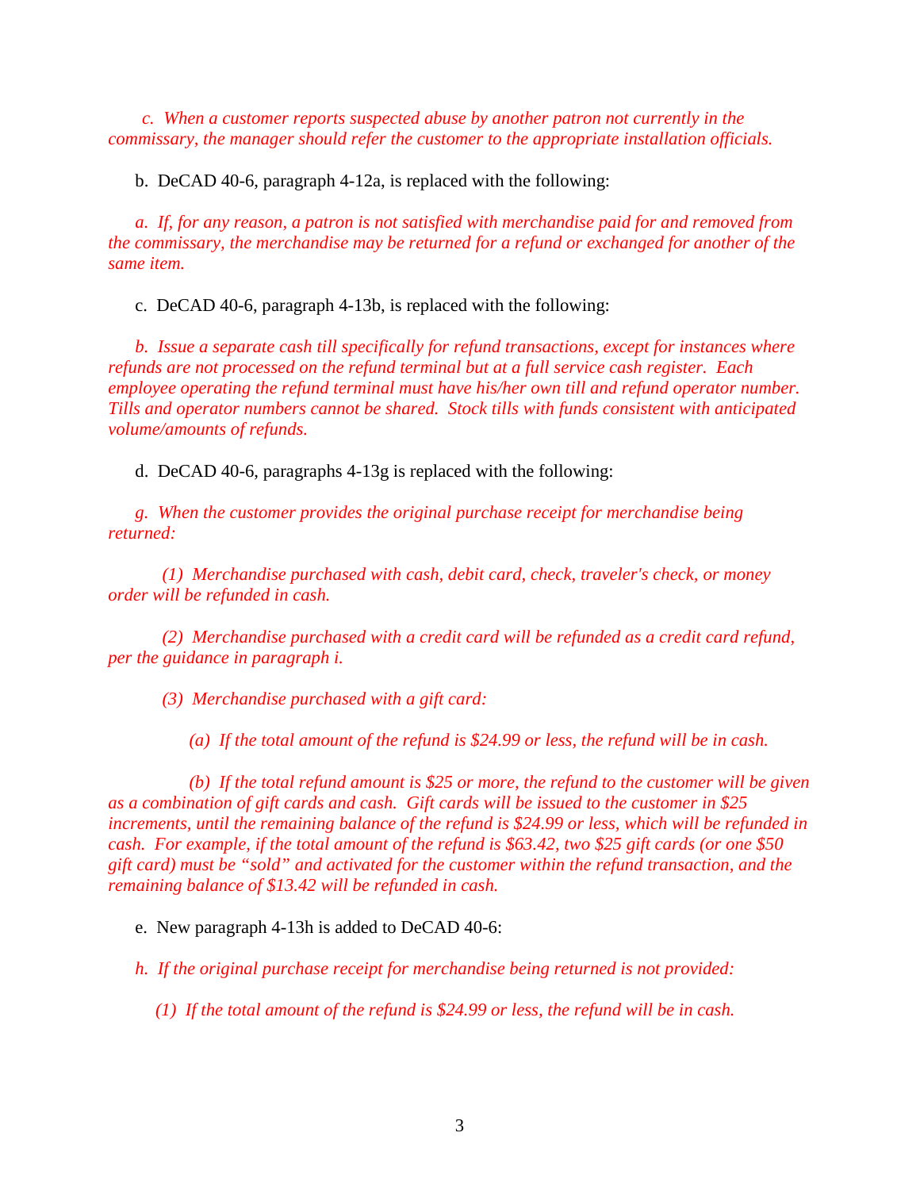*c. When a customer reports suspected abuse by another patron not currently in the commissary, the manager should refer the customer to the appropriate installation officials.*

b. DeCAD 40-6, paragraph 4-12a, is replaced with the following:

*a. If, for any reason, a patron is not satisfied with merchandise paid for and removed from the commissary, the merchandise may be returned for a refund or exchanged for another of the same item.*

c. DeCAD 40-6, paragraph 4-13b, is replaced with the following:

*b. Issue a separate cash till specifically for refund transactions, except for instances where refunds are not processed on the refund terminal but at a full service cash register. Each employee operating the refund terminal must have his/her own till and refund operator number. Tills and operator numbers cannot be shared. Stock tills with funds consistent with anticipated volume/amounts of refunds.*

d. DeCAD 40-6, paragraphs 4-13g is replaced with the following:

*g. When the customer provides the original purchase receipt for merchandise being returned:*

*(1) Merchandise purchased with cash, debit card, check, traveler's check, or money order will be refunded in cash.*

*(2) Merchandise purchased with a credit card will be refunded as a credit card refund, per the guidance in paragraph i.*

*(3) Merchandise purchased with a gift card:*

*(a) If the total amount of the refund is $24.99 or less, the refund will be in cash.*

*(b) If the total refund amount is $25 or more, the refund to the customer will be given as a combination of gift cards and cash. Gift cards will be issued to the customer in $25 increments, until the remaining balance of the refund is $24.99 or less, which will be refunded in cash. For example, if the total amount of the refund is $63.42, two $25 gift cards (or one $50 gift card) must be "sold" and activated for the customer within the refund transaction, and the remaining balance of $13.42 will be refunded in cash.*

e. New paragraph 4-13h is added to DeCAD 40-6:

*h. If the original purchase receipt for merchandise being returned is not provided:*

*(1) If the total amount of the refund is $24.99 or less, the refund will be in cash.*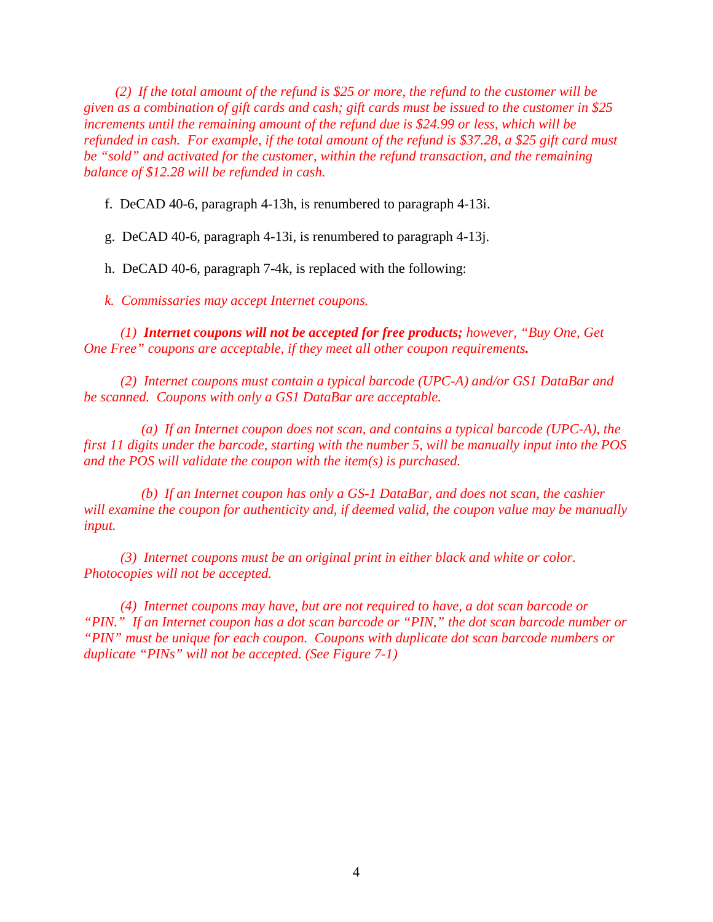*(2) If the total amount of the refund is $25 or more, the refund to the customer will be given as a combination of gift cards and cash; gift cards must be issued to the customer in $25 increments until the remaining amount of the refund due is $24.99 or less, which will be refunded in cash. For example, if the total amount of the refund is $37.28, a $25 gift card must be "sold" and activated for the customer, within the refund transaction, and the remaining balance of $12.28 will be refunded in cash.*

f. DeCAD 40-6, paragraph 4-13h, is renumbered to paragraph 4-13i.

g. DeCAD 40-6, paragraph 4-13i, is renumbered to paragraph 4-13j.

h. DeCAD 40-6, paragraph 7-4k, is replaced with the following:

*k. Commissaries may accept Internet coupons.*

*(1)* ***Internet coupons will not be accepted for free products;*** *however, "Buy One, Get One Free" coupons are acceptable, if they meet all other coupon requirements.*

*(2) Internet coupons must contain a typical barcode (UPC-A) and/or GS1 DataBar and be scanned. Coupons with only a GS1 DataBar are acceptable.*

*(a) If an Internet coupon does not scan, and contains a typical barcode (UPC-A), the first 11 digits under the barcode, starting with the number 5, will be manually input into the POS and the POS will validate the coupon with the item(s) is purchased.*

*(b) If an Internet coupon has only a GS-1 DataBar, and does not scan, the cashier will examine the coupon for authenticity and, if deemed valid, the coupon value may be manually input.*

*(3) Internet coupons must be an original print in either black and white or color. Photocopies will not be accepted.*

*(4) Internet coupons may have, but are not required to have, a dot scan barcode or "PIN." If an Internet coupon has a dot scan barcode or "PIN," the dot scan barcode number or "PIN" must be unique for each coupon. Coupons with duplicate dot scan barcode numbers or duplicate "PINs" will not be accepted. (See Figure 7-1)*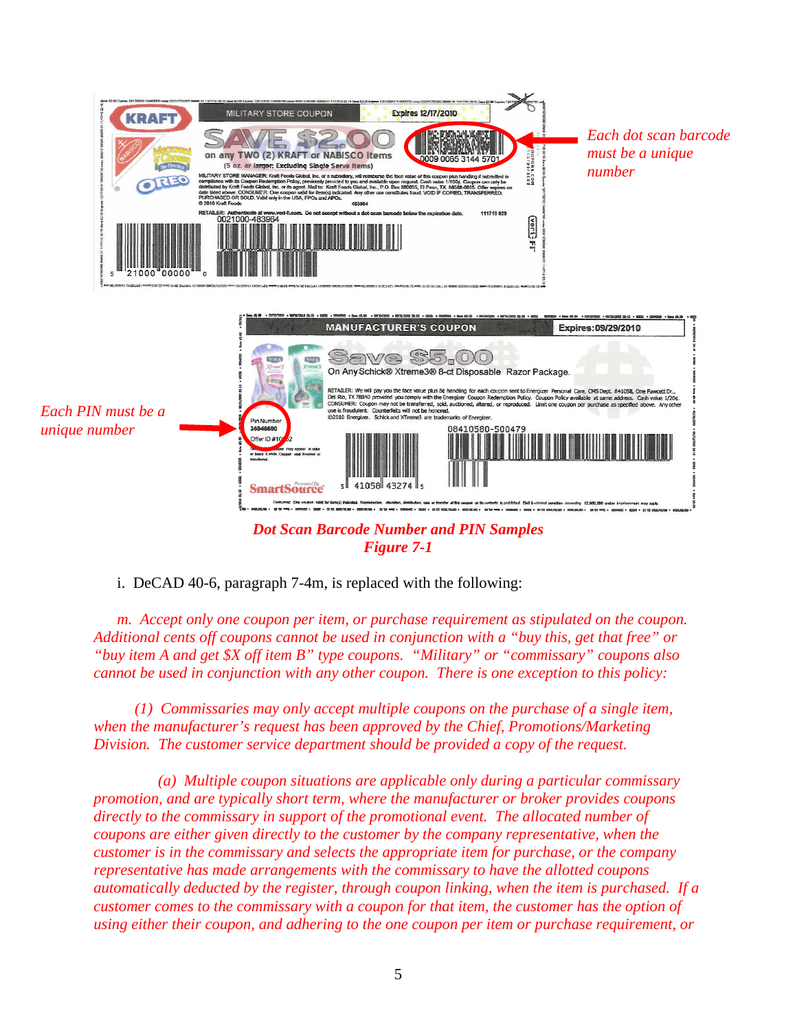*Each dot scan barcode must be a unique number*

*Each PIN must be a unique number*

***Dot Scan Barcode Number and PIN Samples***
***Figure 7-1***

i. DeCAD 40-6, paragraph 7-4m, is replaced with the following:

*m. Accept only one coupon per item, or purchase requirement as stipulated on the coupon. Additional cents off coupons cannot be used in conjunction with a "buy this, get that free" or "buy item A and get $X off item B" type coupons. "Military" or "commissary" coupons also cannot be used in conjunction with any other coupon. There is one exception to this policy:*

*(1) Commissaries may only accept multiple coupons on the purchase of a single item, when the manufacturer's request has been approved by the Chief, Promotions/Marketing Division. The customer service department should be provided a copy of the request.*

*(a) Multiple coupon situations are applicable only during a particular commissary promotion, and are typically short term, where the manufacturer or broker provides coupons directly to the commissary in support of the promotional event. The allocated number of coupons are either given directly to the customer by the company representative, when the customer is in the commissary and selects the appropriate item for purchase, or the company representative has made arrangements with the commissary to have the allotted coupons automatically deducted by the register, through coupon linking, when the item is purchased. If a customer comes to the commissary with a coupon for that item, the customer has the option of using either their coupon, and adhering to the one coupon per item or purchase requirement, or*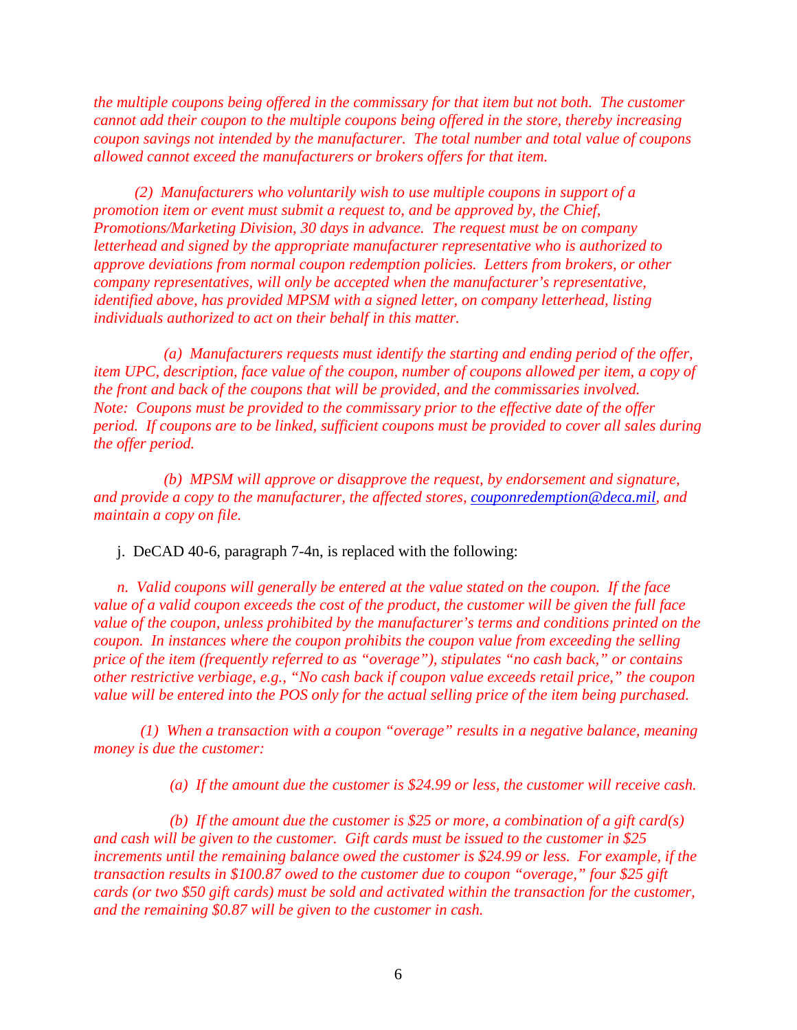*the multiple coupons being offered in the commissary for that item but not both. The customer cannot add their coupon to the multiple coupons being offered in the store, thereby increasing coupon savings not intended by the manufacturer. The total number and total value of coupons allowed cannot exceed the manufacturers or brokers offers for that item.*

*(2) Manufacturers who voluntarily wish to use multiple coupons in support of a promotion item or event must submit a request to, and be approved by, the Chief, Promotions/Marketing Division, 30 days in advance. The request must be on company letterhead and signed by the appropriate manufacturer representative who is authorized to approve deviations from normal coupon redemption policies. Letters from brokers, or other company representatives, will only be accepted when the manufacturer's representative, identified above, has provided MPSM with a signed letter, on company letterhead, listing individuals authorized to act on their behalf in this matter.*

*(a) Manufacturers requests must identify the starting and ending period of the offer, item UPC, description, face value of the coupon, number of coupons allowed per item, a copy of the front and back of the coupons that will be provided, and the commissaries involved. Note: Coupons must be provided to the commissary prior to the effective date of the offer period. If coupons are to be linked, sufficient coupons must be provided to cover all sales during the offer period.*

*(b) MPSM will approve or disapprove the request, by endorsement and signature, and provide a copy to the manufacturer, the affected stores, couponredemption@deca.mil, and maintain a copy on file.*

j. DeCAD 40-6, paragraph 7-4n, is replaced with the following:

*n. Valid coupons will generally be entered at the value stated on the coupon. If the face value of a valid coupon exceeds the cost of the product, the customer will be given the full face value of the coupon, unless prohibited by the manufacturer's terms and conditions printed on the coupon. In instances where the coupon prohibits the coupon value from exceeding the selling price of the item (frequently referred to as "overage"), stipulates "no cash back," or contains other restrictive verbiage, e.g., "No cash back if coupon value exceeds retail price," the coupon value will be entered into the POS only for the actual selling price of the item being purchased.*

*(1) When a transaction with a coupon "overage" results in a negative balance, meaning money is due the customer:*

*(a) If the amount due the customer is $24.99 or less, the customer will receive cash.*

*(b) If the amount due the customer is $25 or more, a combination of a gift card(s) and cash will be given to the customer. Gift cards must be issued to the customer in $25 increments until the remaining balance owed the customer is $24.99 or less. For example, if the transaction results in $100.87 owed to the customer due to coupon "overage," four $25 gift cards (or two $50 gift cards) must be sold and activated within the transaction for the customer, and the remaining $0.87 will be given to the customer in cash.*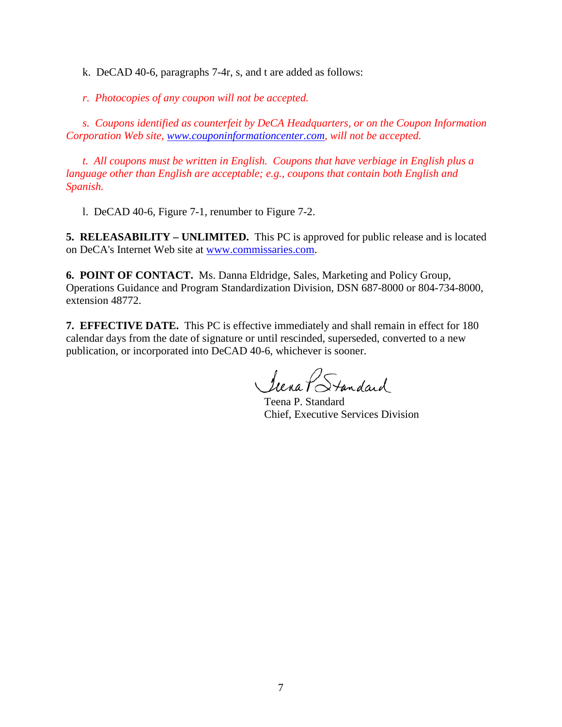k. DeCAD 40-6, paragraphs 7-4r, s, and t are added as follows:

*r. Photocopies of any coupon will not be accepted.*

*s. Coupons identified as counterfeit by DeCA Headquarters, or on the Coupon Information Corporation Web site, [www.couponinformationcenter.com](www.couponinformationcenter.com), will not be accepted.*

*t. All coupons must be written in English. Coupons that have verbiage in English plus a language other than English are acceptable; e.g., coupons that contain both English and Spanish.*

l. DeCAD 40-6, Figure 7-1, renumber to Figure 7-2.

**5. RELEASABILITY – UNLIMITED.** This PC is approved for public release and is located on DeCA's Internet Web site at [www.commissaries.com](www.commissaries.com).

**6. POINT OF CONTACT.** Ms. Danna Eldridge, Sales, Marketing and Policy Group, Operations Guidance and Program Standardization Division, DSN 687-8000 or 804-734-8000, extension 48772.

**7. EFFECTIVE DATE.** This PC is effective immediately and shall remain in effect for 180 calendar days from the date of signature or until rescinded, superseded, converted to a new publication, or incorporated into DeCAD 40-6, whichever is sooner.

Teena P. Standard
Chief, Executive Services Division